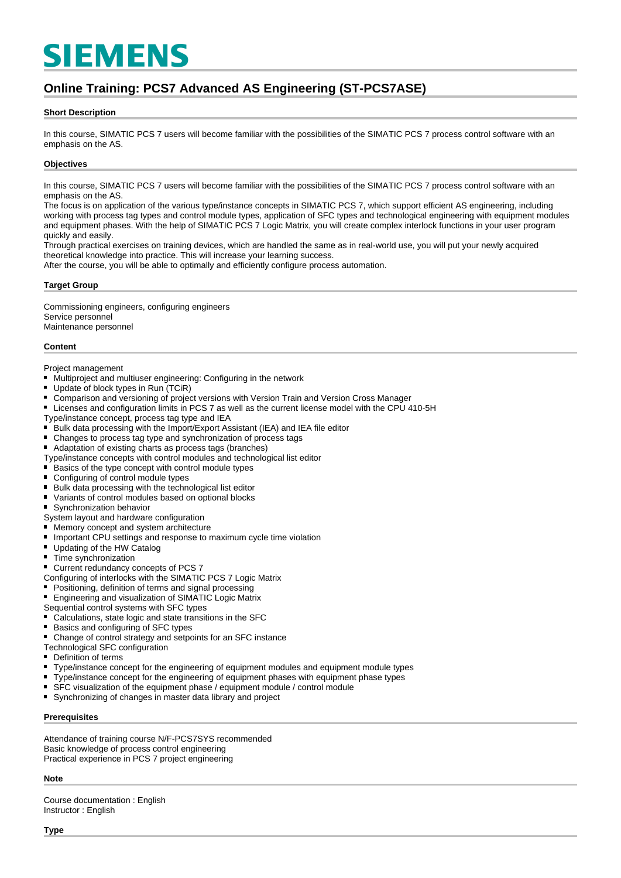# SIEMENS

## Online Training: PCS7 Advanced AS Engineering (ST-PCS7ASE)

### Short Description

In this course, SIMATIC PCS 7 users will become familiar with the possibilities of the SIMATIC PCS 7 process control software with an emphasis on the AS.

### Objectives

In this course, SIMATIC PCS 7 users will become familiar with the possibilities of the SIMATIC PCS 7 process control software with an emphasis on the AS.
The focus is on application of the various type/instance concepts in SIMATIC PCS 7, which support efficient AS engineering, including working with process tag types and control module types, application of SFC types and technological engineering with equipment modules and equipment phases. With the help of SIMATIC PCS 7 Logic Matrix, you will create complex interlock functions in your user program quickly and easily.
Through practical exercises on training devices, which are handled the same as in real-world use, you will put your newly acquired theoretical knowledge into practice. This will increase your learning success.
After the course, you will be able to optimally and efficiently configure process automation.

### Target Group

Commissioning engineers, configuring engineers
Service personnel
Maintenance personnel

### Content

Project management

- Multiproject and multiuser engineering: Configuring in the network
- Update of block types in Run (TCiR)
- Comparison and versioning of project versions with Version Train and Version Cross Manager
- Licenses and configuration limits in PCS 7 as well as the current license model with the CPU 410-5H

Type/instance concept, process tag type and IEA

- Bulk data processing with the Import/Export Assistant (IEA) and IEA file editor
- Changes to process tag type and synchronization of process tags
- Adaptation of existing charts as process tags (branches)

Type/instance concepts with control modules and technological list editor

- Basics of the type concept with control module types
- Configuring of control module types
- Bulk data processing with the technological list editor
- Variants of control modules based on optional blocks
- Synchronization behavior

System layout and hardware configuration

- Memory concept and system architecture
- Important CPU settings and response to maximum cycle time violation
- Updating of the HW Catalog
- Time synchronization
- Current redundancy concepts of PCS 7

Configuring of interlocks with the SIMATIC PCS 7 Logic Matrix

- Positioning, definition of terms and signal processing
- Engineering and visualization of SIMATIC Logic Matrix

Sequential control systems with SFC types

- Calculations, state logic and state transitions in the SFC
- Basics and configuring of SFC types
- Change of control strategy and setpoints for an SFC instance

Technological SFC configuration

- Definition of terms
- Type/instance concept for the engineering of equipment modules and equipment module types
- Type/instance concept for the engineering of equipment phases with equipment phase types
- SFC visualization of the equipment phase / equipment module / control module
- Synchronizing of changes in master data library and project

### Prerequisites

Attendance of training course N/F-PCS7SYS recommended
Basic knowledge of process control engineering
Practical experience in PCS 7 project engineering

### Note

Course documentation : English
Instructor : English

### Type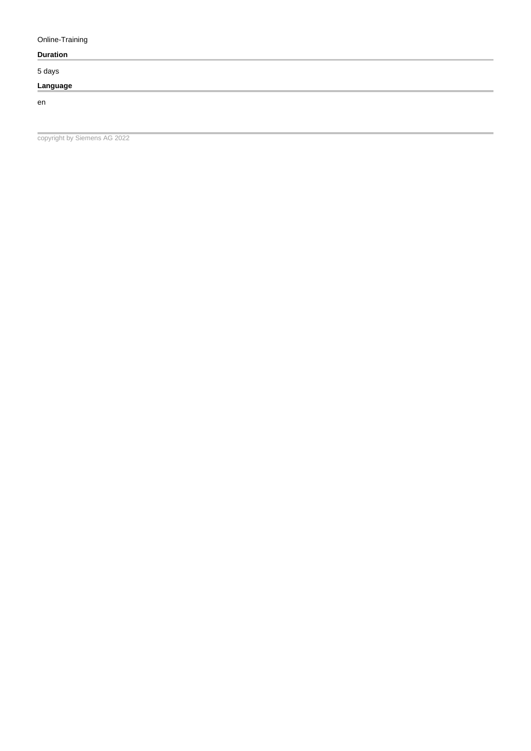Online-Training

**Duration**

5 days

**Language**

en

copyright by Siemens AG 2022